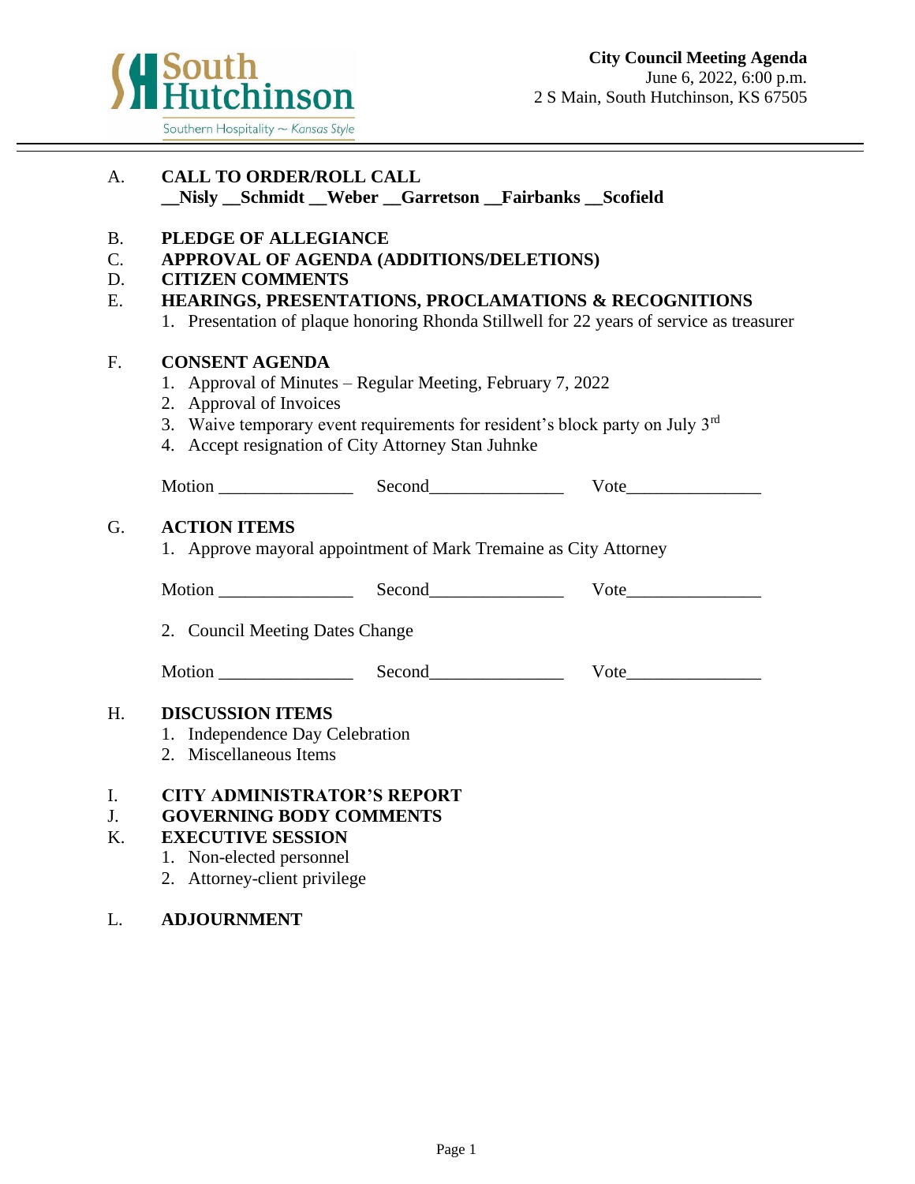South Hutchinson
Southern Hospitality ~ *Kansas Style*

**City Council Meeting Agenda**
June 6, 2022, 6:00 p.m.
2 S Main, South Hutchinson, KS 67505

---

A. **CALL TO ORDER/ROLL CALL**
**__Nisly __Schmidt __Weber __Garretson __Fairbanks __Scofield**

B. **PLEDGE OF ALLEGIANCE**

C. **APPROVAL OF AGENDA (ADDITIONS/DELETIONS)**

D. **CITIZEN COMMENTS**

E. **HEARINGS, PRESENTATIONS, PROCLAMATIONS & RECOGNITIONS**
1. Presentation of plaque honoring Rhonda Stillwell for 22 years of service as treasurer

F. **CONSENT AGENDA**
1. Approval of Minutes – Regular Meeting, February 7, 2022
2. Approval of Invoices
3. Waive temporary event requirements for resident's block party on July 3rd
4. Accept resignation of City Attorney Stan Juhnke

Motion _______________ Second_______________ Vote_______________

G. **ACTION ITEMS**
1. Approve mayoral appointment of Mark Tremaine as City Attorney

Motion _______________ Second_______________ Vote_______________

2. Council Meeting Dates Change

Motion _______________ Second_______________ Vote_______________

H. **DISCUSSION ITEMS**
1. Independence Day Celebration
2. Miscellaneous Items

I. **CITY ADMINISTRATOR'S REPORT**

J. **GOVERNING BODY COMMENTS**

K. **EXECUTIVE SESSION**
1. Non-elected personnel
2. Attorney-client privilege

L. **ADJOURNMENT**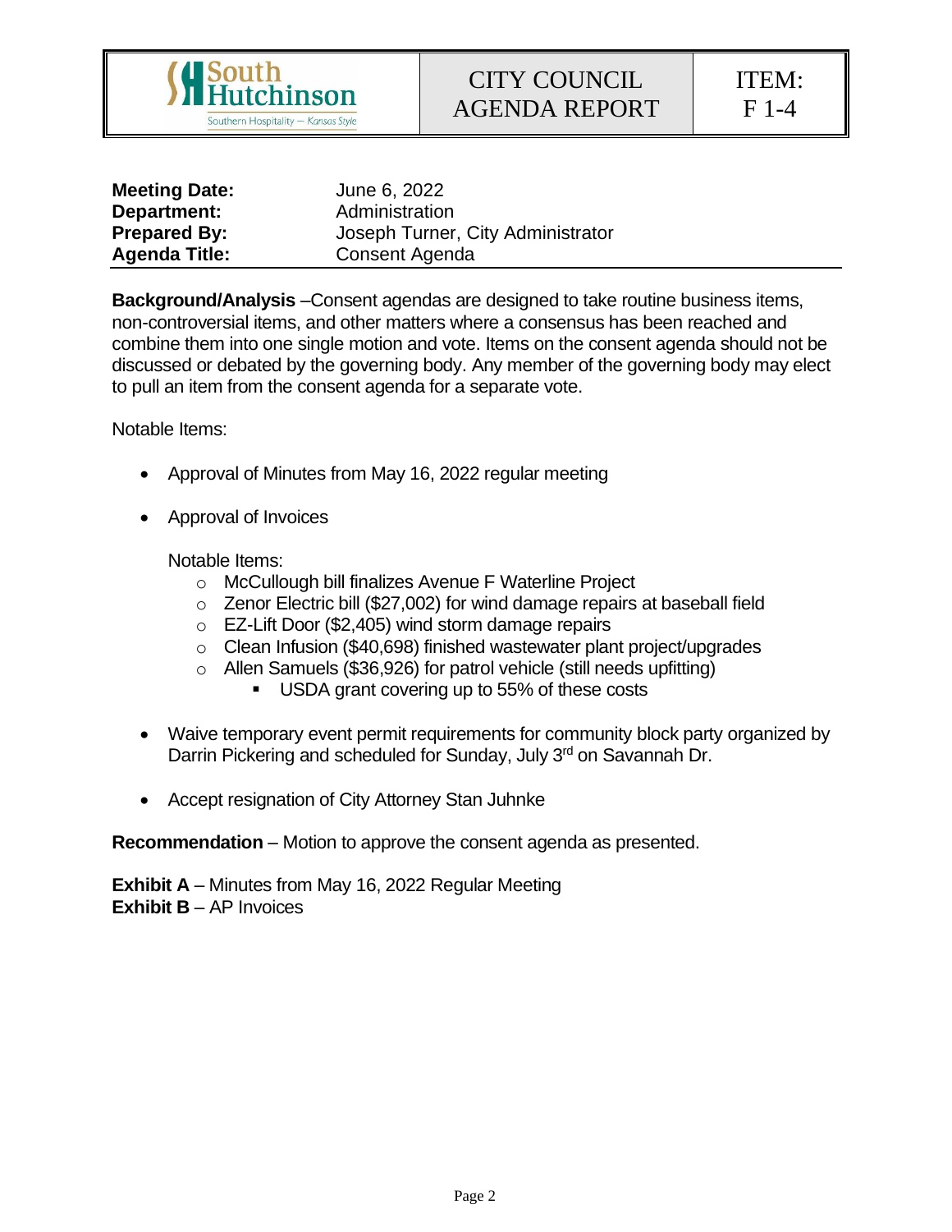| South Hutchinson — Southern Hospitality — Kansas Style | CITY COUNCIL AGENDA REPORT | ITEM: F 1-4 |
|---|---|---|

| | |
|---|---|
| **Meeting Date:** | June 6, 2022 |
| **Department:** | Administration |
| **Prepared By:** | Joseph Turner, City Administrator |
| **Agenda Title:** | Consent Agenda |

**Background/Analysis** –Consent agendas are designed to take routine business items, non-controversial items, and other matters where a consensus has been reached and combine them into one single motion and vote. Items on the consent agenda should not be discussed or debated by the governing body. Any member of the governing body may elect to pull an item from the consent agenda for a separate vote.

Notable Items:

- Approval of Minutes from May 16, 2022 regular meeting
- Approval of Invoices

  Notable Items:
  - McCullough bill finalizes Avenue F Waterline Project
  - Zenor Electric bill ($27,002) for wind damage repairs at baseball field
  - EZ-Lift Door ($2,405) wind storm damage repairs
  - Clean Infusion ($40,698) finished wastewater plant project/upgrades
  - Allen Samuels ($36,926) for patrol vehicle (still needs upfitting)
    - USDA grant covering up to 55% of these costs

- Waive temporary event permit requirements for community block party organized by Darrin Pickering and scheduled for Sunday, July 3rd on Savannah Dr.
- Accept resignation of City Attorney Stan Juhnke

**Recommendation** – Motion to approve the consent agenda as presented.

**Exhibit A** – Minutes from May 16, 2022 Regular Meeting
**Exhibit B** – AP Invoices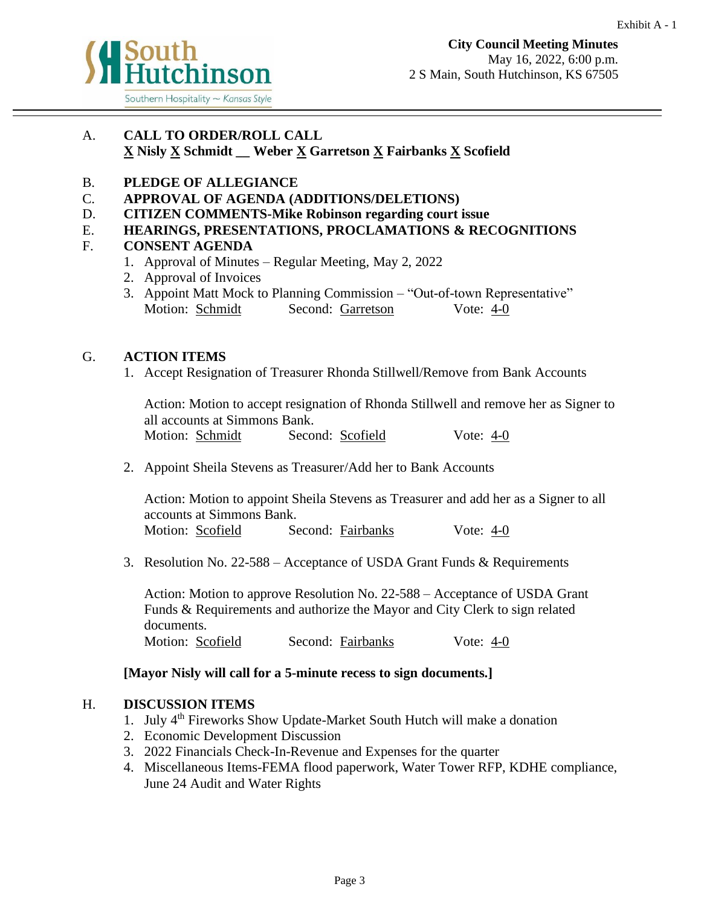Exhibit A - 1

South Hutchinson
Southern Hospitality ~ *Kansas Style*

**City Council Meeting Minutes**
May 16, 2022, 6:00 p.m.
2 S Main, South Hutchinson, KS 67505

A. **CALL TO ORDER/ROLL CALL**
**X Nisly X Schmidt __ Weber X Garretson X Fairbanks X Scofield**

B. **PLEDGE OF ALLEGIANCE**

C. **APPROVAL OF AGENDA (ADDITIONS/DELETIONS)**

D. **CITIZEN COMMENTS-Mike Robinson regarding court issue**

E. **HEARINGS, PRESENTATIONS, PROCLAMATIONS & RECOGNITIONS**

F. **CONSENT AGENDA**

1. Approval of Minutes – Regular Meeting, May 2, 2022
2. Approval of Invoices
3. Appoint Matt Mock to Planning Commission – "Out-of-town Representative"
   Motion: Schmidt Second: Garretson Vote: 4-0

G. **ACTION ITEMS**

1. Accept Resignation of Treasurer Rhonda Stillwell/Remove from Bank Accounts

   Action: Motion to accept resignation of Rhonda Stillwell and remove her as Signer to all accounts at Simmons Bank.
   Motion: Schmidt Second: Scofield Vote: 4-0

2. Appoint Sheila Stevens as Treasurer/Add her to Bank Accounts

   Action: Motion to appoint Sheila Stevens as Treasurer and add her as a Signer to all accounts at Simmons Bank.
   Motion: Scofield Second: Fairbanks Vote: 4-0

3. Resolution No. 22-588 – Acceptance of USDA Grant Funds & Requirements

   Action: Motion to approve Resolution No. 22-588 – Acceptance of USDA Grant Funds & Requirements and authorize the Mayor and City Clerk to sign related documents.
   Motion: Scofield Second: Fairbanks Vote: 4-0

**[Mayor Nisly will call for a 5-minute recess to sign documents.]**

H. **DISCUSSION ITEMS**

1. July 4th Fireworks Show Update-Market South Hutch will make a donation
2. Economic Development Discussion
3. 2022 Financials Check-In-Revenue and Expenses for the quarter
4. Miscellaneous Items-FEMA flood paperwork, Water Tower RFP, KDHE compliance, June 24 Audit and Water Rights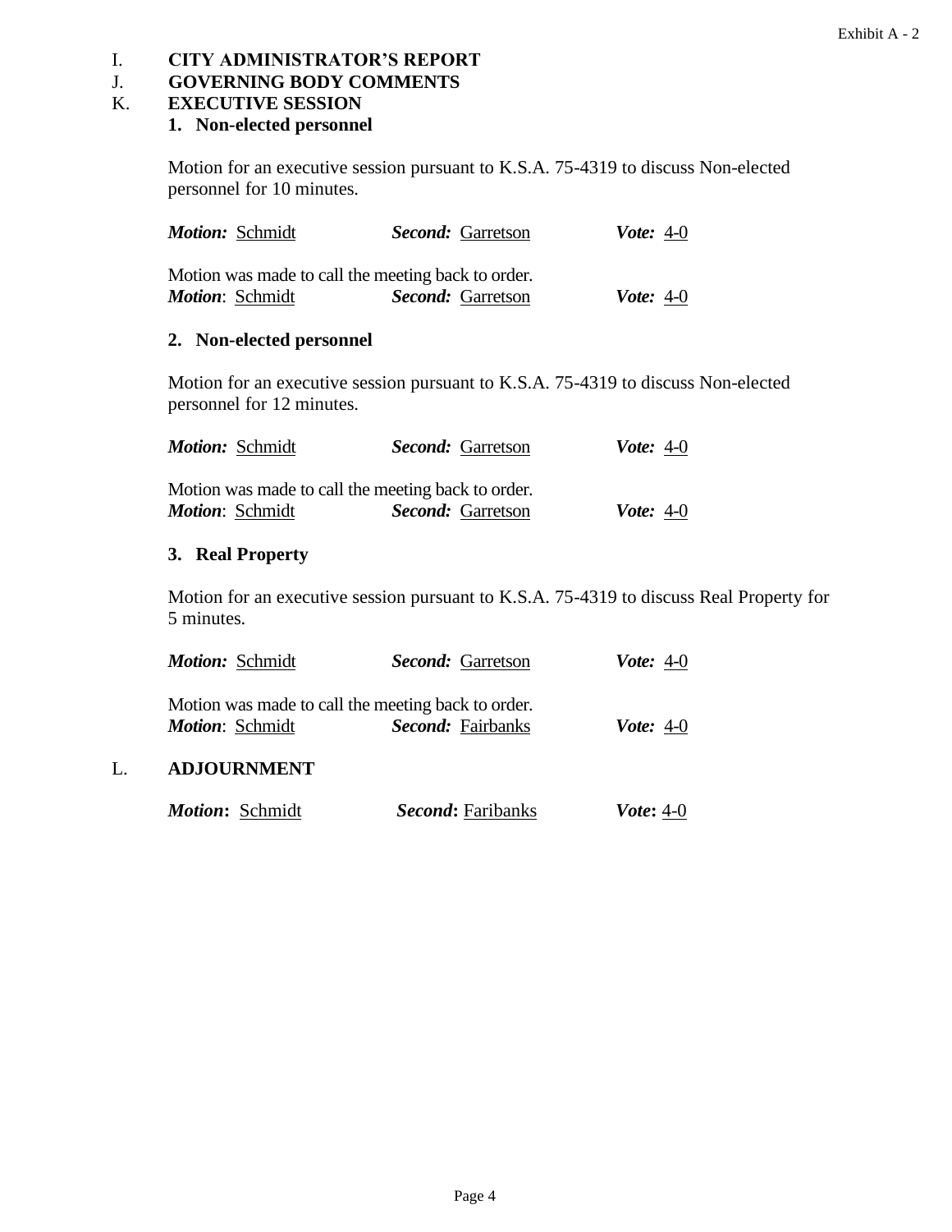I. **CITY ADMINISTRATOR'S REPORT**

J. **GOVERNING BODY COMMENTS**

K. **EXECUTIVE SESSION**

**1. Non-elected personnel**

Motion for an executive session pursuant to K.S.A. 75-4319 to discuss Non-elected personnel for 10 minutes.

***Motion:*** Schmidt ***Second:*** Garretson ***Vote:*** 4-0

Motion was made to call the meeting back to order.
***Motion***: Schmidt ***Second:*** Garretson ***Vote:*** 4-0

**2. Non-elected personnel**

Motion for an executive session pursuant to K.S.A. 75-4319 to discuss Non-elected personnel for 12 minutes.

***Motion:*** Schmidt ***Second:*** Garretson ***Vote:*** 4-0

Motion was made to call the meeting back to order.
***Motion***: Schmidt ***Second:*** Garretson ***Vote:*** 4-0

**3. Real Property**

Motion for an executive session pursuant to K.S.A. 75-4319 to discuss Real Property for 5 minutes.

***Motion:*** Schmidt ***Second:*** Garretson ***Vote:*** 4-0

Motion was made to call the meeting back to order.
***Motion***: Schmidt ***Second:*** Fairbanks ***Vote:*** 4-0

L. **ADJOURNMENT**

***Motion*:** Schmidt ***Second*:** Faribanks ***Vote*:** 4-0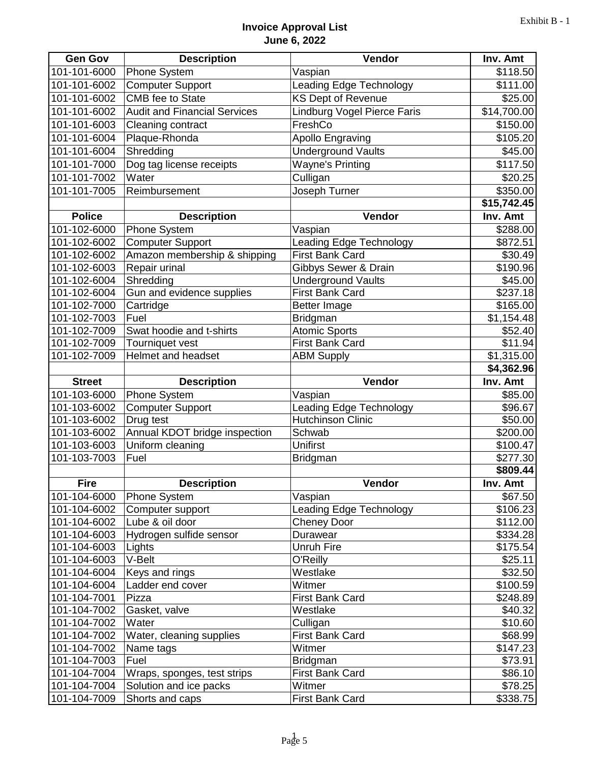Exhibit B - 1

# Invoice Approval List
## June 6, 2022

| Gen Gov | Description | Vendor | Inv. Amt |
|---|---|---|---|
| 101-101-6000 | Phone System | Vaspian | $118.50 |
| 101-101-6002 | Computer Support | Leading Edge Technology | $111.00 |
| 101-101-6002 | CMB fee to State | KS Dept of Revenue | $25.00 |
| 101-101-6002 | Audit and Financial Services | Lindburg Vogel Pierce Faris | $14,700.00 |
| 101-101-6003 | Cleaning contract | FreshCo | $150.00 |
| 101-101-6004 | Plaque-Rhonda | Apollo Engraving | $105.20 |
| 101-101-6004 | Shredding | Underground Vaults | $45.00 |
| 101-101-7000 | Dog tag license receipts | Wayne's Printing | $117.50 |
| 101-101-7002 | Water | Culligan | $20.25 |
| 101-101-7005 | Reimbursement | Joseph Turner | $350.00 |
| | | | **$15,742.45** |
| **Police** | **Description** | **Vendor** | **Inv. Amt** |
| 101-102-6000 | Phone System | Vaspian | $288.00 |
| 101-102-6002 | Computer Support | Leading Edge Technology | $872.51 |
| 101-102-6002 | Amazon membership & shipping | First Bank Card | $30.49 |
| 101-102-6003 | Repair urinal | Gibbys Sewer & Drain | $190.96 |
| 101-102-6004 | Shredding | Underground Vaults | $45.00 |
| 101-102-6004 | Gun and evidence supplies | First Bank Card | $237.18 |
| 101-102-7000 | Cartridge | Better Image | $165.00 |
| 101-102-7003 | Fuel | Bridgman | $1,154.48 |
| 101-102-7009 | Swat hoodie and t-shirts | Atomic Sports | $52.40 |
| 101-102-7009 | Tourniquet vest | First Bank Card | $11.94 |
| 101-102-7009 | Helmet and headset | ABM Supply | $1,315.00 |
| | | | **$4,362.96** |
| **Street** | **Description** | **Vendor** | **Inv. Amt** |
| 101-103-6000 | Phone System | Vaspian | $85.00 |
| 101-103-6002 | Computer Support | Leading Edge Technology | $96.67 |
| 101-103-6002 | Drug test | Hutchinson Clinic | $50.00 |
| 101-103-6002 | Annual KDOT bridge inspection | Schwab | $200.00 |
| 101-103-6003 | Uniform cleaning | Unifirst | $100.47 |
| 101-103-7003 | Fuel | Bridgman | $277.30 |
| | | | **$809.44** |
| **Fire** | **Description** | **Vendor** | **Inv. Amt** |
| 101-104-6000 | Phone System | Vaspian | $67.50 |
| 101-104-6002 | Computer support | Leading Edge Technology | $106.23 |
| 101-104-6002 | Lube & oil door | Cheney Door | $112.00 |
| 101-104-6003 | Hydrogen sulfide sensor | Durawear | $334.28 |
| 101-104-6003 | Lights | Unruh Fire | $175.54 |
| 101-104-6003 | V-Belt | O'Reilly | $25.11 |
| 101-104-6004 | Keys and rings | Westlake | $32.50 |
| 101-104-6004 | Ladder end cover | Witmer | $100.59 |
| 101-104-7001 | Pizza | First Bank Card | $248.89 |
| 101-104-7002 | Gasket, valve | Westlake | $40.32 |
| 101-104-7002 | Water | Culligan | $10.60 |
| 101-104-7002 | Water, cleaning supplies | First Bank Card | $68.99 |
| 101-104-7002 | Name tags | Witmer | $147.23 |
| 101-104-7003 | Fuel | Bridgman | $73.91 |
| 101-104-7004 | Wraps, sponges, test strips | First Bank Card | $86.10 |
| 101-104-7004 | Solution and ice packs | Witmer | $78.25 |
| 101-104-7009 | Shorts and caps | First Bank Card | $338.75 |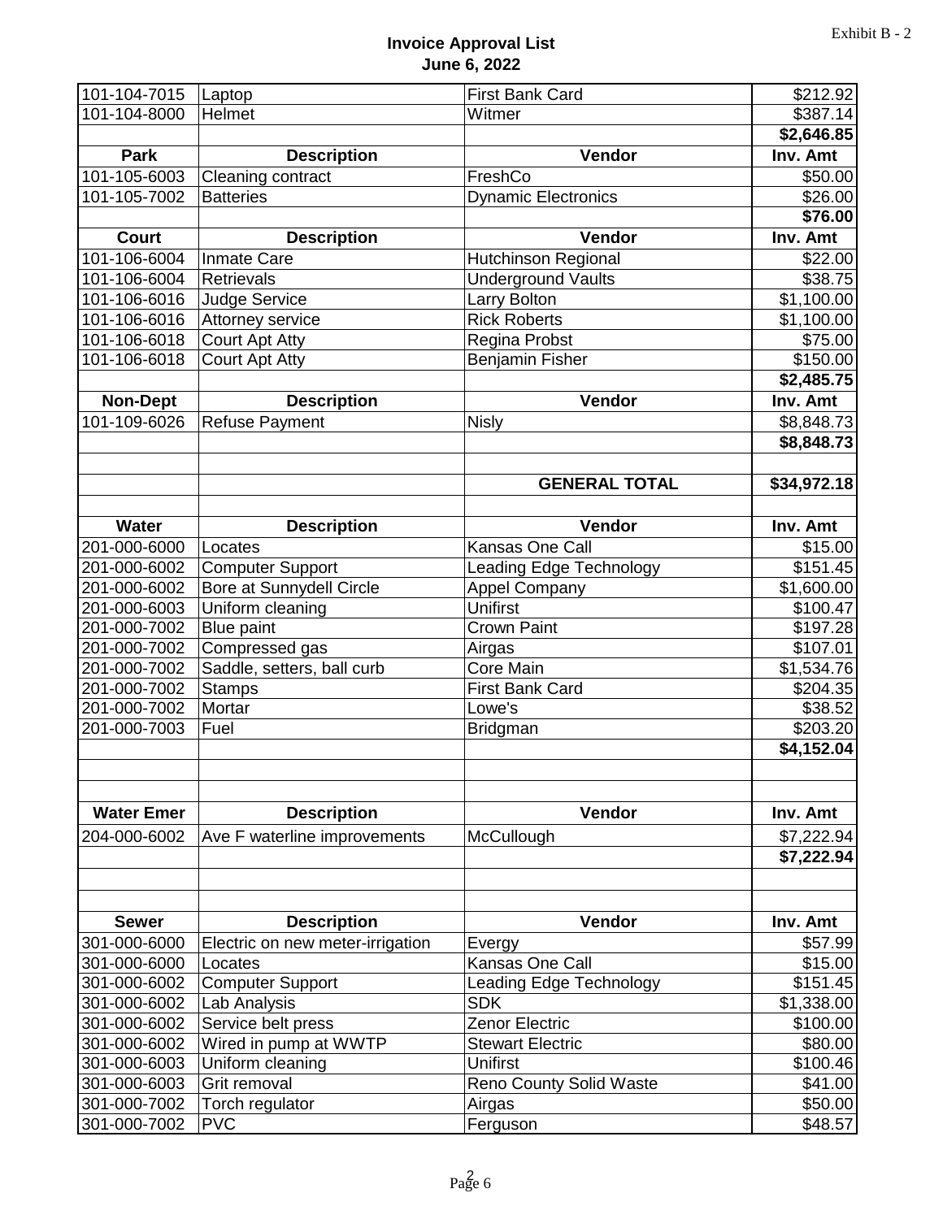Exhibit B - 2

**Invoice Approval List**
**June 6, 2022**

| | | | |
|---|---|---|---|
| 101-104-7015 | Laptop | First Bank Card | $212.92 |
| 101-104-8000 | Helmet | Witmer | $387.14 |
| | | | **$2,646.85** |
| **Park** | **Description** | **Vendor** | **Inv. Amt** |
| 101-105-6003 | Cleaning contract | FreshCo | $50.00 |
| 101-105-7002 | Batteries | Dynamic Electronics | $26.00 |
| | | | **$76.00** |
| **Court** | **Description** | **Vendor** | **Inv. Amt** |
| 101-106-6004 | Inmate Care | Hutchinson Regional | $22.00 |
| 101-106-6004 | Retrievals | Underground Vaults | $38.75 |
| 101-106-6016 | Judge Service | Larry Bolton | $1,100.00 |
| 101-106-6016 | Attorney service | Rick Roberts | $1,100.00 |
| 101-106-6018 | Court Apt Atty | Regina Probst | $75.00 |
| 101-106-6018 | Court Apt Atty | Benjamin Fisher | $150.00 |
| | | | **$2,485.75** |
| **Non-Dept** | **Description** | **Vendor** | **Inv. Amt** |
| 101-109-6026 | Refuse Payment | Nisly | $8,848.73 |
| | | | **$8,848.73** |
| | | | |
| | | **GENERAL TOTAL** | **$34,972.18** |
| | | | |
| **Water** | **Description** | **Vendor** | **Inv. Amt** |
| 201-000-6000 | Locates | Kansas One Call | $15.00 |
| 201-000-6002 | Computer Support | Leading Edge Technology | $151.45 |
| 201-000-6002 | Bore at Sunnydell Circle | Appel Company | $1,600.00 |
| 201-000-6003 | Uniform cleaning | Unifirst | $100.47 |
| 201-000-7002 | Blue paint | Crown Paint | $197.28 |
| 201-000-7002 | Compressed gas | Airgas | $107.01 |
| 201-000-7002 | Saddle, setters, ball curb | Core Main | $1,534.76 |
| 201-000-7002 | Stamps | First Bank Card | $204.35 |
| 201-000-7002 | Mortar | Lowe's | $38.52 |
| 201-000-7003 | Fuel | Bridgman | $203.20 |
| | | | **$4,152.04** |
| | | | |
| | | | |
| **Water Emer** | **Description** | **Vendor** | **Inv. Amt** |
| 204-000-6002 | Ave F waterline improvements | McCullough | $7,222.94 |
| | | | **$7,222.94** |
| | | | |
| | | | |
| **Sewer** | **Description** | **Vendor** | **Inv. Amt** |
| 301-000-6000 | Electric on new meter-irrigation | Evergy | $57.99 |
| 301-000-6000 | Locates | Kansas One Call | $15.00 |
| 301-000-6002 | Computer Support | Leading Edge Technology | $151.45 |
| 301-000-6002 | Lab Analysis | SDK | $1,338.00 |
| 301-000-6002 | Service belt press | Zenor Electric | $100.00 |
| 301-000-6002 | Wired in pump at WWTP | Stewart Electric | $80.00 |
| 301-000-6003 | Uniform cleaning | Unifirst | $100.46 |
| 301-000-6003 | Grit removal | Reno County Solid Waste | $41.00 |
| 301-000-7002 | Torch regulator | Airgas | $50.00 |
| 301-000-7002 | PVC | Ferguson | $48.57 |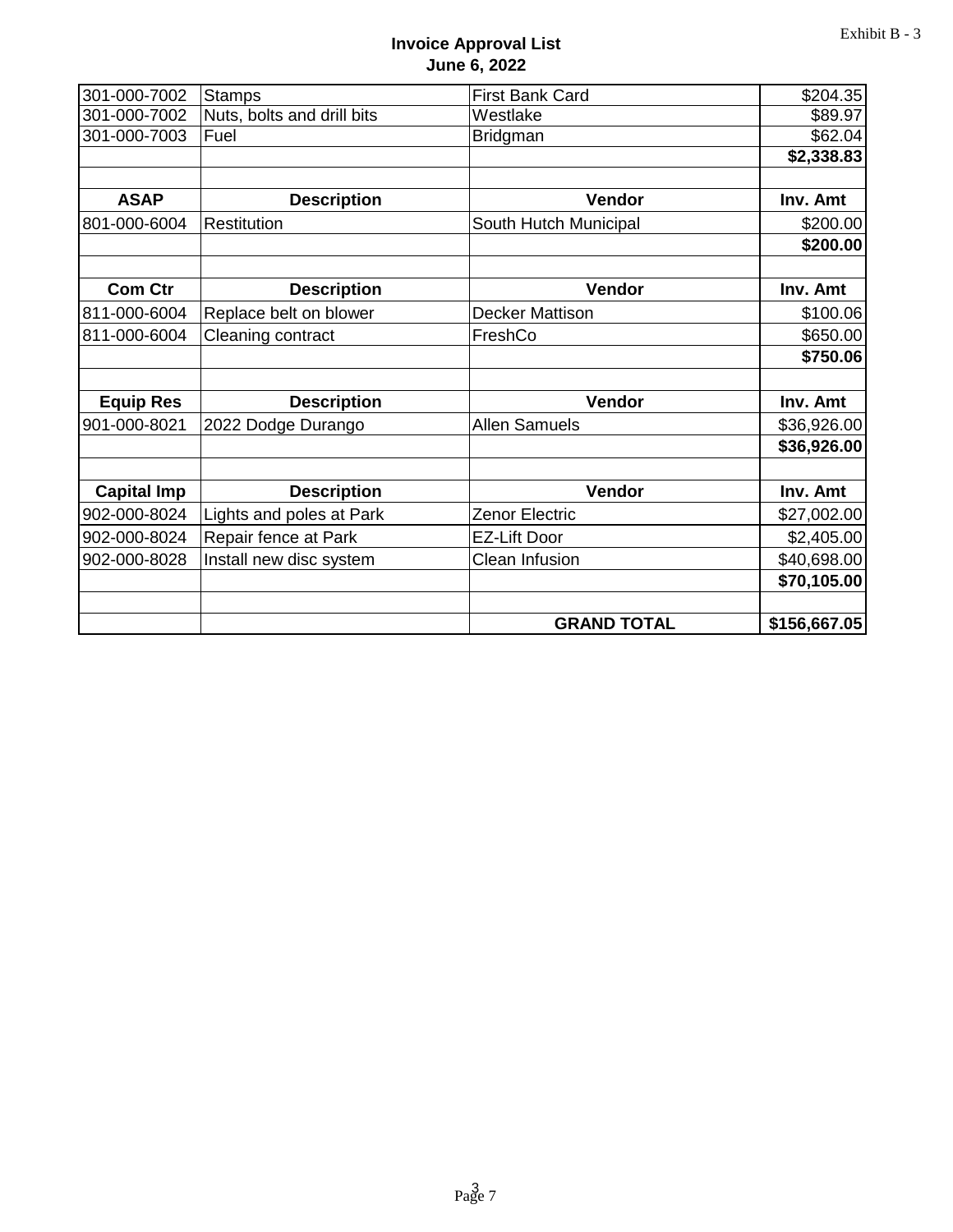Exhibit B - 3

**Invoice Approval List**
**June 6, 2022**

| | | | |
|---|---|---|---|
| 301-000-7002 | Stamps | First Bank Card | $204.35 |
| 301-000-7002 | Nuts, bolts and drill bits | Westlake | $89.97 |
| 301-000-7003 | Fuel | Bridgman | $62.04 |
| | | | **$2,338.83** |
| | | | |
| **ASAP** | **Description** | **Vendor** | **Inv. Amt** |
| 801-000-6004 | Restitution | South Hutch Municipal | $200.00 |
| | | | **$200.00** |
| | | | |
| **Com Ctr** | **Description** | **Vendor** | **Inv. Amt** |
| 811-000-6004 | Replace belt on blower | Decker Mattison | $100.06 |
| 811-000-6004 | Cleaning contract | FreshCo | $650.00 |
| | | | **$750.06** |
| | | | |
| **Equip Res** | **Description** | **Vendor** | **Inv. Amt** |
| 901-000-8021 | 2022 Dodge Durango | Allen Samuels | $36,926.00 |
| | | | **$36,926.00** |
| | | | |
| **Capital Imp** | **Description** | **Vendor** | **Inv. Amt** |
| 902-000-8024 | Lights and poles at Park | Zenor Electric | $27,002.00 |
| 902-000-8024 | Repair fence at Park | EZ-Lift Door | $2,405.00 |
| 902-000-8028 | Install new disc system | Clean Infusion | $40,698.00 |
| | | | **$70,105.00** |
| | | | |
| | | **GRAND TOTAL** | **$156,667.05** |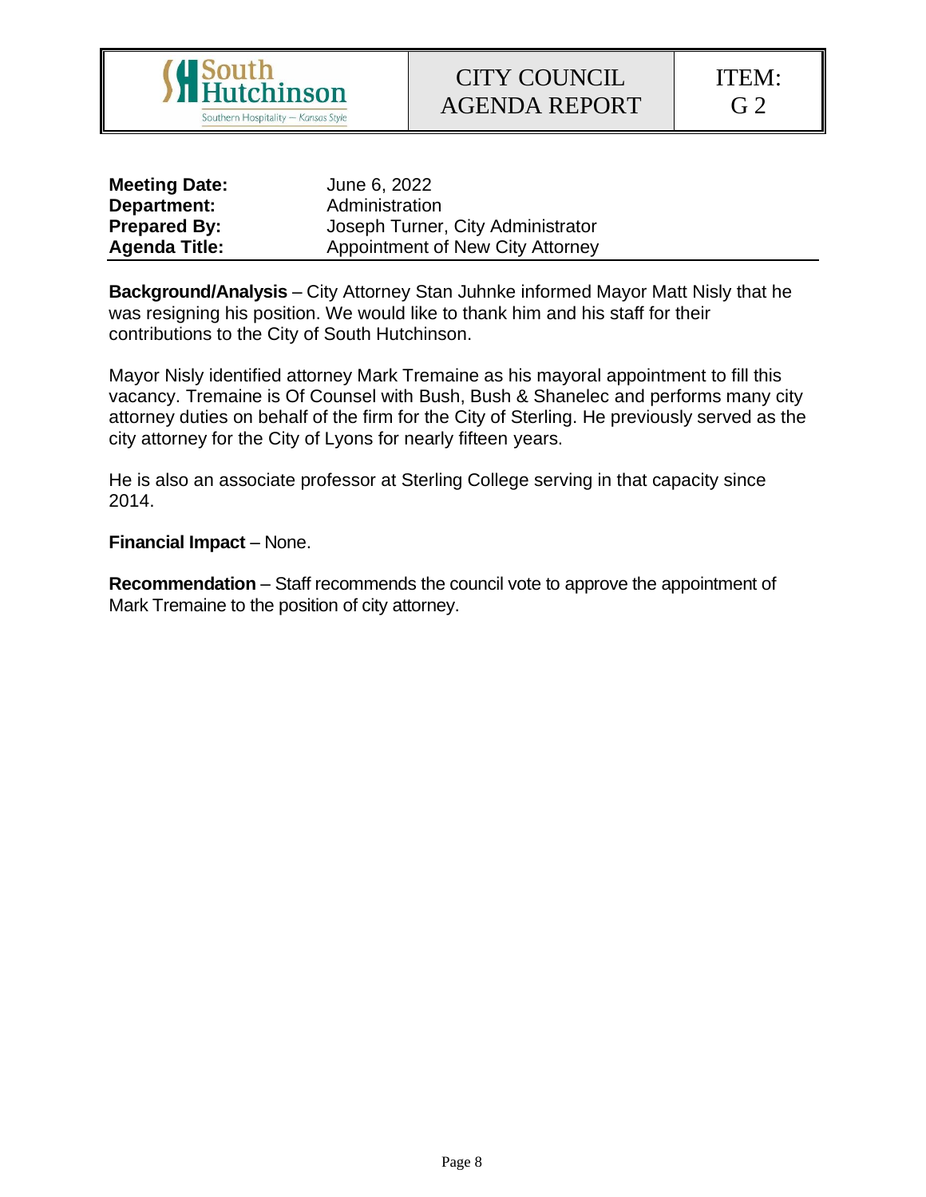South Hutchinson
Southern Hospitality — Kansas Style

| CITY COUNCIL AGENDA REPORT | ITEM: G 2 |
| --- | --- |

**Meeting Date:** June 6, 2022
**Department:** Administration
**Prepared By:** Joseph Turner, City Administrator
**Agenda Title:** Appointment of New City Attorney

**Background/Analysis** – City Attorney Stan Juhnke informed Mayor Matt Nisly that he was resigning his position. We would like to thank him and his staff for their contributions to the City of South Hutchinson.

Mayor Nisly identified attorney Mark Tremaine as his mayoral appointment to fill this vacancy. Tremaine is Of Counsel with Bush, Bush & Shanelec and performs many city attorney duties on behalf of the firm for the City of Sterling. He previously served as the city attorney for the City of Lyons for nearly fifteen years.

He is also an associate professor at Sterling College serving in that capacity since 2014.

**Financial Impact** – None.

**Recommendation** – Staff recommends the council vote to approve the appointment of Mark Tremaine to the position of city attorney.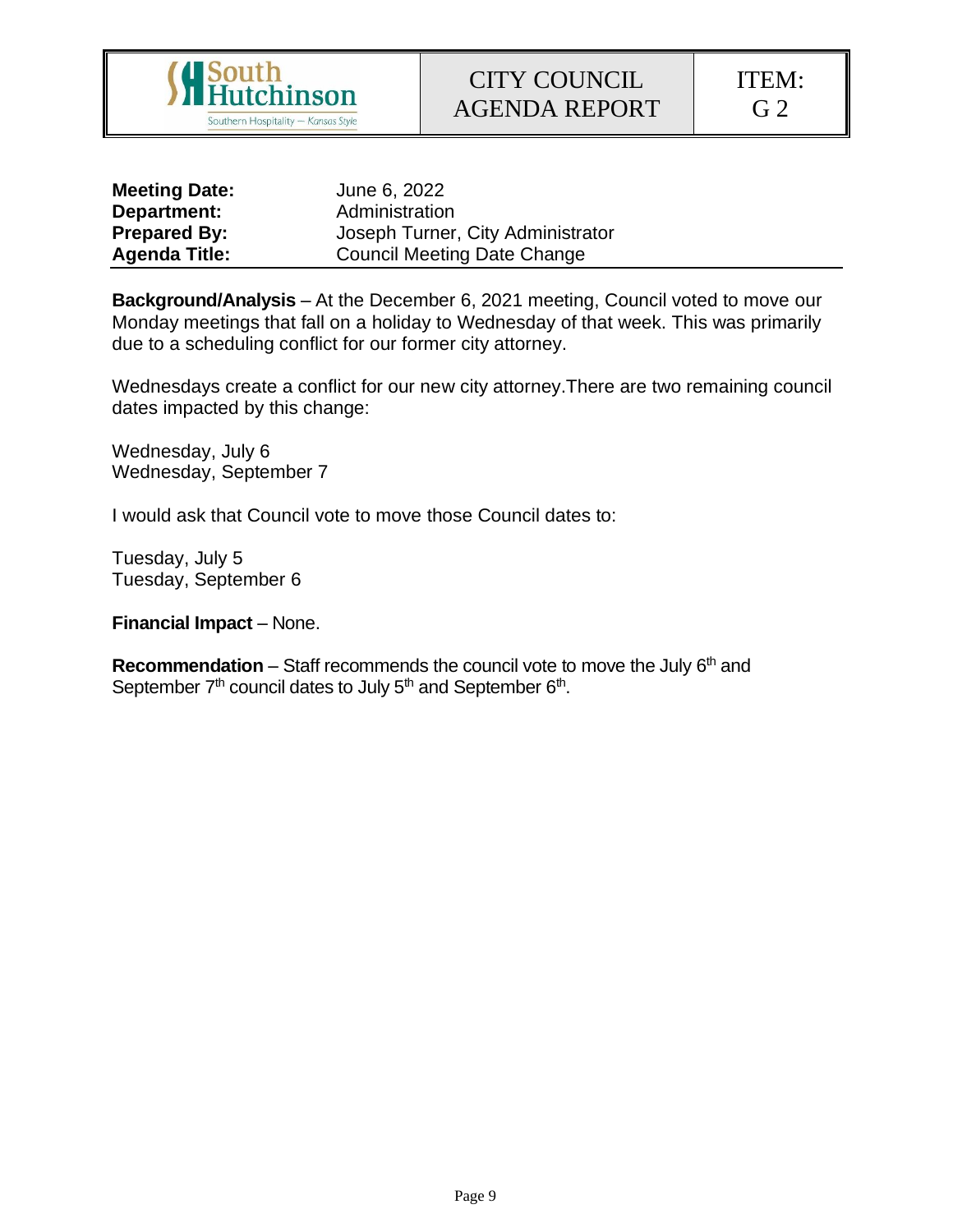South Hutchinson
Southern Hospitality — Kansas Style

| CITY COUNCIL AGENDA REPORT | ITEM: G 2 |
| --- | --- |

| | |
| --- | --- |
| **Meeting Date:** | June 6, 2022 |
| **Department:** | Administration |
| **Prepared By:** | Joseph Turner, City Administrator |
| **Agenda Title:** | Council Meeting Date Change |

**Background/Analysis** – At the December 6, 2021 meeting, Council voted to move our Monday meetings that fall on a holiday to Wednesday of that week. This was primarily due to a scheduling conflict for our former city attorney.

Wednesdays create a conflict for our new city attorney.There are two remaining council dates impacted by this change:

Wednesday, July 6
Wednesday, September 7

I would ask that Council vote to move those Council dates to:

Tuesday, July 5
Tuesday, September 6

**Financial Impact** – None.

**Recommendation** – Staff recommends the council vote to move the July 6th and September 7th council dates to July 5th and September 6th.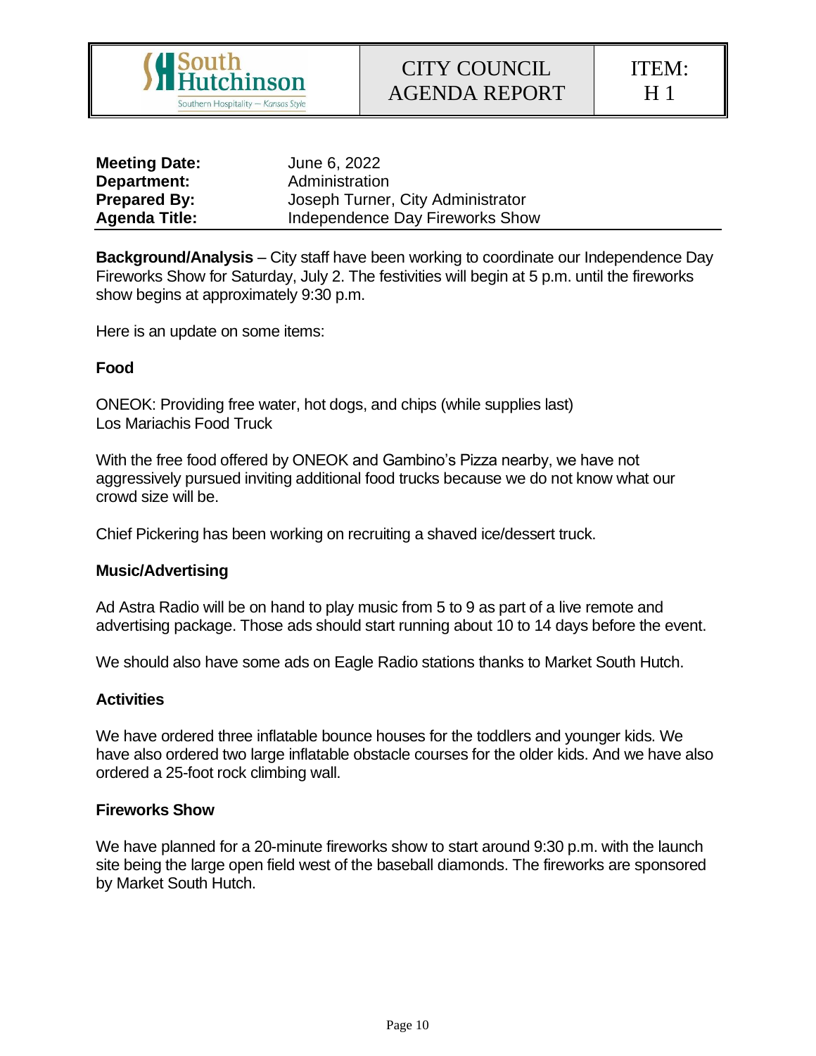| South Hutchinson<br>Southern Hospitality — Kansas Style | CITY COUNCIL AGENDA REPORT | ITEM: H 1 |
|---|---|---|

| | |
|---|---|
| **Meeting Date:** | June 6, 2022 |
| **Department:** | Administration |
| **Prepared By:** | Joseph Turner, City Administrator |
| **Agenda Title:** | Independence Day Fireworks Show |

**Background/Analysis** – City staff have been working to coordinate our Independence Day Fireworks Show for Saturday, July 2. The festivities will begin at 5 p.m. until the fireworks show begins at approximately 9:30 p.m.

Here is an update on some items:

**Food**

ONEOK: Providing free water, hot dogs, and chips (while supplies last)
Los Mariachis Food Truck

With the free food offered by ONEOK and Gambino's Pizza nearby, we have not aggressively pursued inviting additional food trucks because we do not know what our crowd size will be.

Chief Pickering has been working on recruiting a shaved ice/dessert truck.

**Music/Advertising**

Ad Astra Radio will be on hand to play music from 5 to 9 as part of a live remote and advertising package. Those ads should start running about 10 to 14 days before the event.

We should also have some ads on Eagle Radio stations thanks to Market South Hutch.

**Activities**

We have ordered three inflatable bounce houses for the toddlers and younger kids. We have also ordered two large inflatable obstacle courses for the older kids. And we have also ordered a 25-foot rock climbing wall.

**Fireworks Show**

We have planned for a 20-minute fireworks show to start around 9:30 p.m. with the launch site being the large open field west of the baseball diamonds. The fireworks are sponsored by Market South Hutch.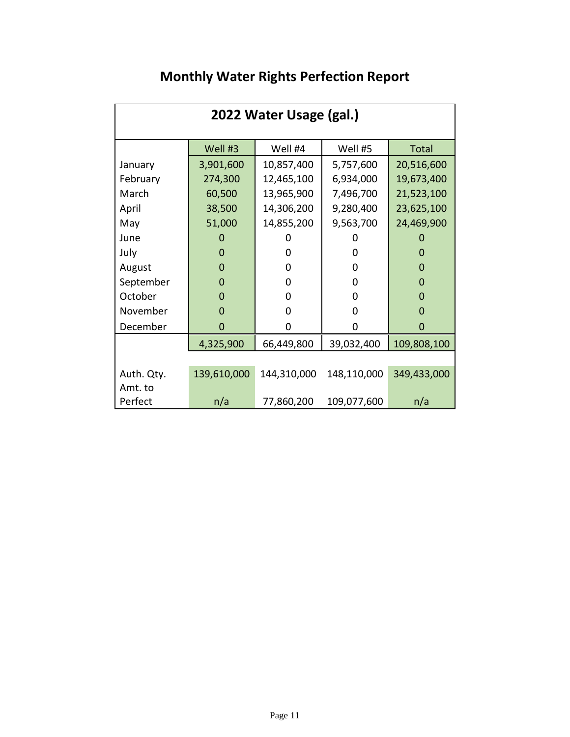# Monthly Water Rights Perfection Report

| 2022 Water Usage (gal.) | | | | |
|---|---|---|---|---|
| | Well #3 | Well #4 | Well #5 | Total |
| January | 3,901,600 | 10,857,400 | 5,757,600 | 20,516,600 |
| February | 274,300 | 12,465,100 | 6,934,000 | 19,673,400 |
| March | 60,500 | 13,965,900 | 7,496,700 | 21,523,100 |
| April | 38,500 | 14,306,200 | 9,280,400 | 23,625,100 |
| May | 51,000 | 14,855,200 | 9,563,700 | 24,469,900 |
| June | 0 | 0 | 0 | 0 |
| July | 0 | 0 | 0 | 0 |
| August | 0 | 0 | 0 | 0 |
| September | 0 | 0 | 0 | 0 |
| October | 0 | 0 | 0 | 0 |
| November | 0 | 0 | 0 | 0 |
| December | 0 | 0 | 0 | 0 |
| | 4,325,900 | 66,449,800 | 39,032,400 | 109,808,100 |
| Auth. Qty. | 139,610,000 | 144,310,000 | 148,110,000 | 349,433,000 |
| Amt. to Perfect | n/a | 77,860,200 | 109,077,600 | n/a |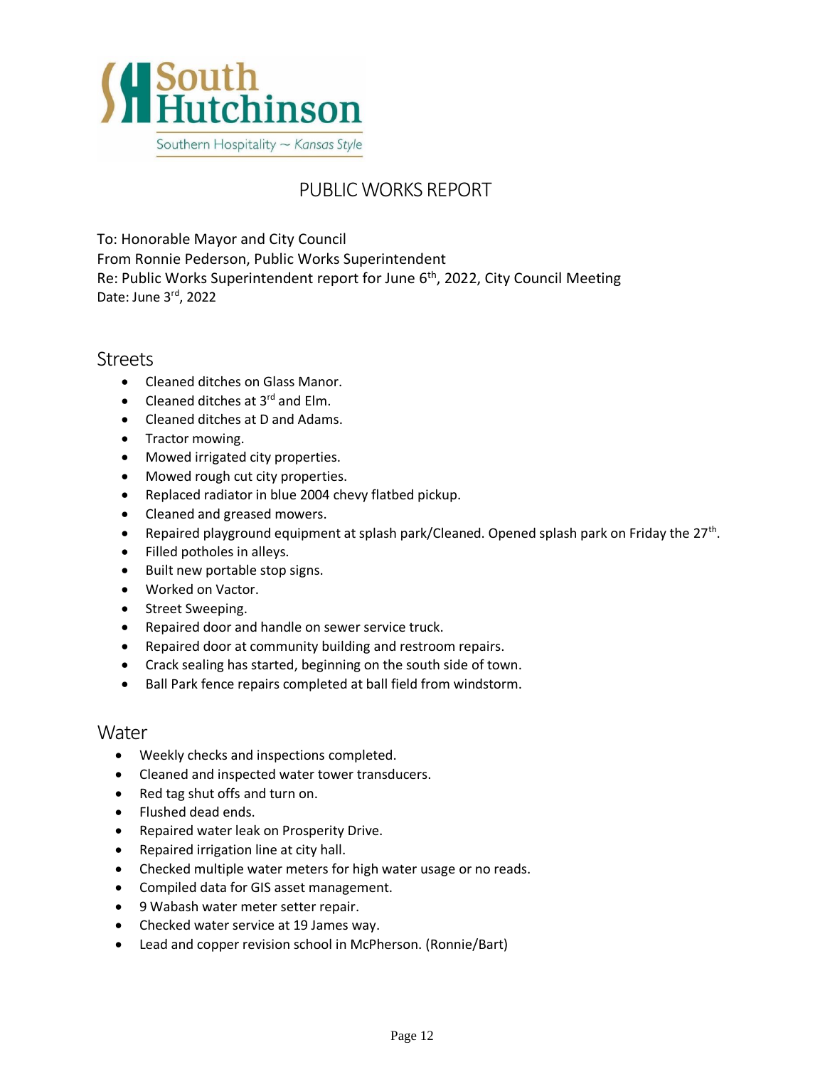South Hutchinson

Southern Hospitality ~ *Kansas Style*

# PUBLIC WORKS REPORT

To: Honorable Mayor and City Council
From Ronnie Pederson, Public Works Superintendent
Re: Public Works Superintendent report for June 6th, 2022, City Council Meeting
Date: June 3rd, 2022

## Streets

- Cleaned ditches on Glass Manor.
- Cleaned ditches at 3rd and Elm.
- Cleaned ditches at D and Adams.
- Tractor mowing.
- Mowed irrigated city properties.
- Mowed rough cut city properties.
- Replaced radiator in blue 2004 chevy flatbed pickup.
- Cleaned and greased mowers.
- Repaired playground equipment at splash park/Cleaned. Opened splash park on Friday the 27th.
- Filled potholes in alleys.
- Built new portable stop signs.
- Worked on Vactor.
- Street Sweeping.
- Repaired door and handle on sewer service truck.
- Repaired door at community building and restroom repairs.
- Crack sealing has started, beginning on the south side of town.
- Ball Park fence repairs completed at ball field from windstorm.

## Water

- Weekly checks and inspections completed.
- Cleaned and inspected water tower transducers.
- Red tag shut offs and turn on.
- Flushed dead ends.
- Repaired water leak on Prosperity Drive.
- Repaired irrigation line at city hall.
- Checked multiple water meters for high water usage or no reads.
- Compiled data for GIS asset management.
- 9 Wabash water meter setter repair.
- Checked water service at 19 James way.
- Lead and copper revision school in McPherson. (Ronnie/Bart)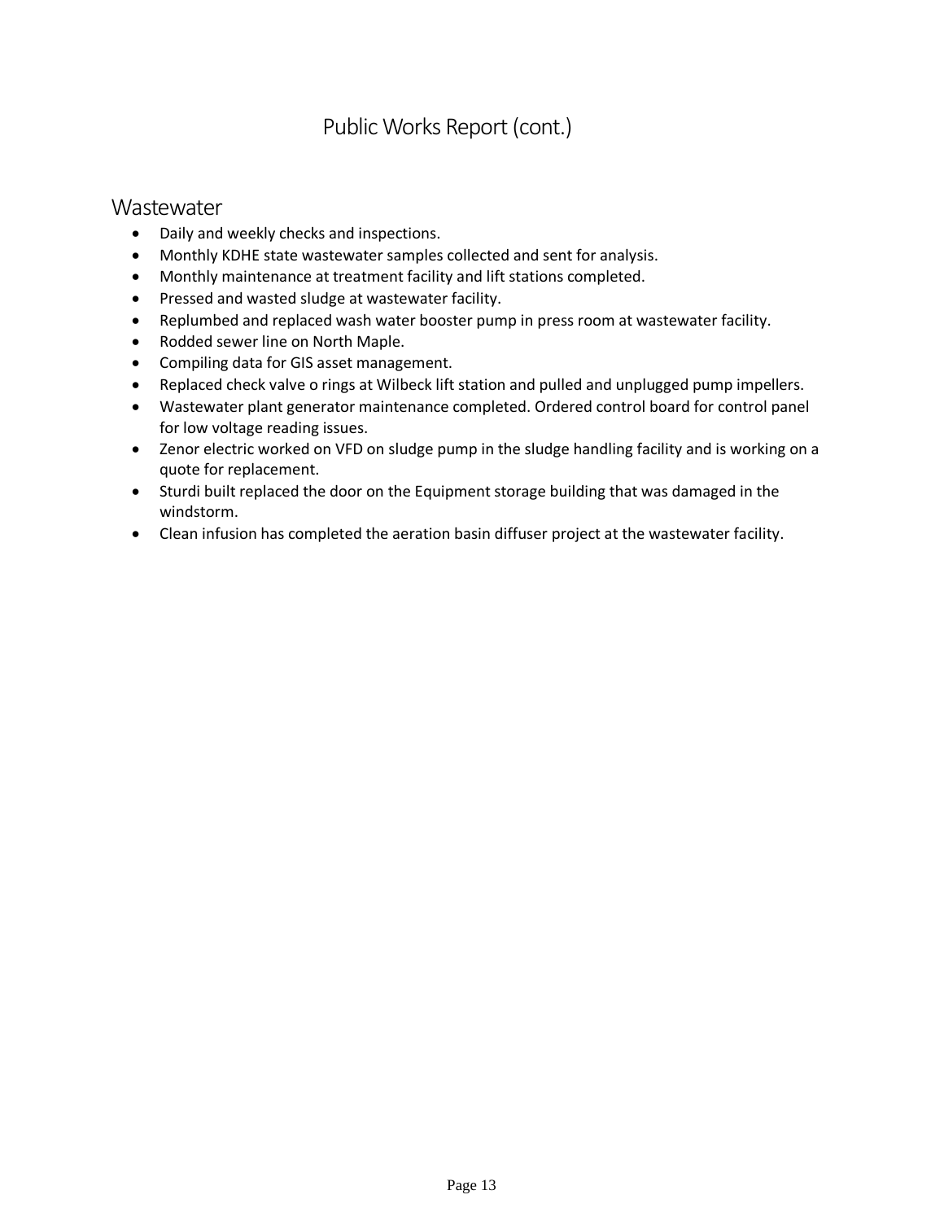# Public Works Report (cont.)

## Wastewater

- Daily and weekly checks and inspections.
- Monthly KDHE state wastewater samples collected and sent for analysis.
- Monthly maintenance at treatment facility and lift stations completed.
- Pressed and wasted sludge at wastewater facility.
- Replumbed and replaced wash water booster pump in press room at wastewater facility.
- Rodded sewer line on North Maple.
- Compiling data for GIS asset management.
- Replaced check valve o rings at Wilbeck lift station and pulled and unplugged pump impellers.
- Wastewater plant generator maintenance completed. Ordered control board for control panel for low voltage reading issues.
- Zenor electric worked on VFD on sludge pump in the sludge handling facility and is working on a quote for replacement.
- Sturdi built replaced the door on the Equipment storage building that was damaged in the windstorm.
- Clean infusion has completed the aeration basin diffuser project at the wastewater facility.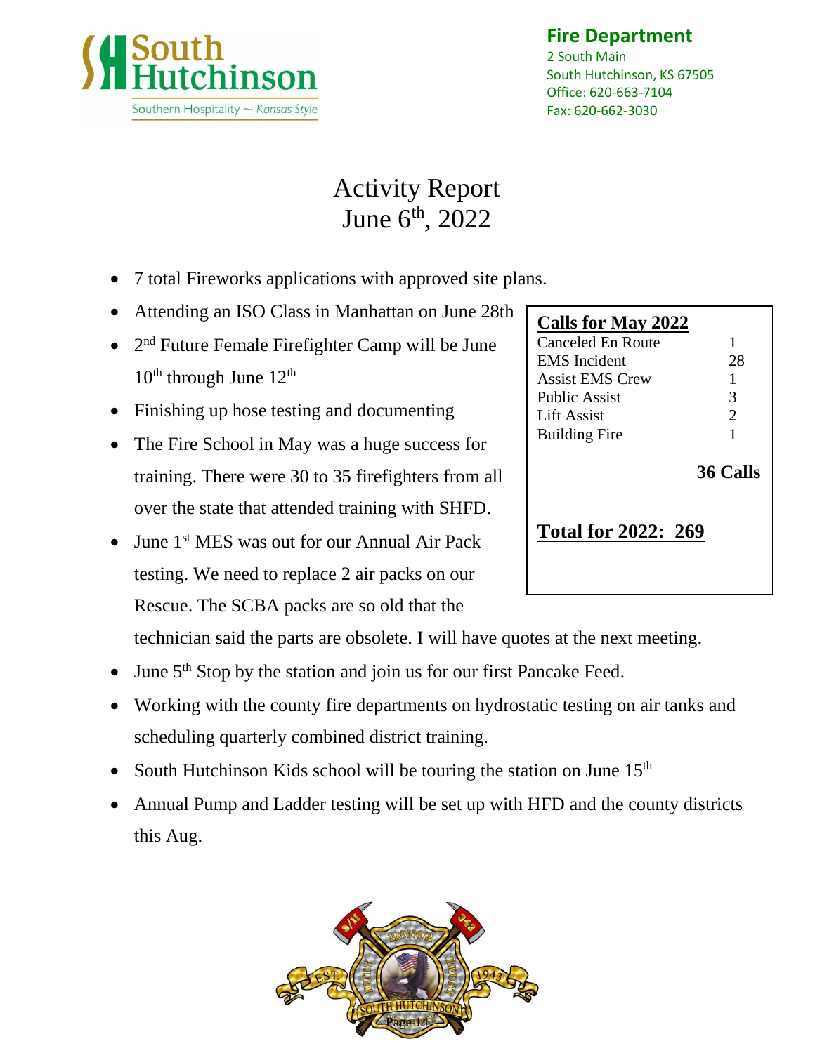South Hutchinson
Southern Hospitality ~ Kansas Style

**Fire Department**
2 South Main
South Hutchinson, KS 67505
Office: 620-663-7104
Fax: 620-662-3030

# Activity Report
# June 6th, 2022

- 7 total Fireworks applications with approved site plans.
- Attending an ISO Class in Manhattan on June 28th
- 2nd Future Female Firefighter Camp will be June 10th through June 12th
- Finishing up hose testing and documenting
- The Fire School in May was a huge success for training. There were 30 to 35 firefighters from all over the state that attended training with SHFD.
- June 1st MES was out for our Annual Air Pack testing. We need to replace 2 air packs on our Rescue. The SCBA packs are so old that the technician said the parts are obsolete. I will have quotes at the next meeting.
- June 5th Stop by the station and join us for our first Pancake Feed.
- Working with the county fire departments on hydrostatic testing on air tanks and scheduling quarterly combined district training.
- South Hutchinson Kids school will be touring the station on June 15th
- Annual Pump and Ladder testing will be set up with HFD and the county districts this Aug.

| **Calls for May 2022** | |
|---|---|
| Canceled En Route | 1 |
| EMS Incident | 28 |
| Assist EMS Crew | 1 |
| Public Assist | 3 |
| Lift Assist | 2 |
| Building Fire | 1 |
| | **36 Calls** |

**Total for 2022: 269**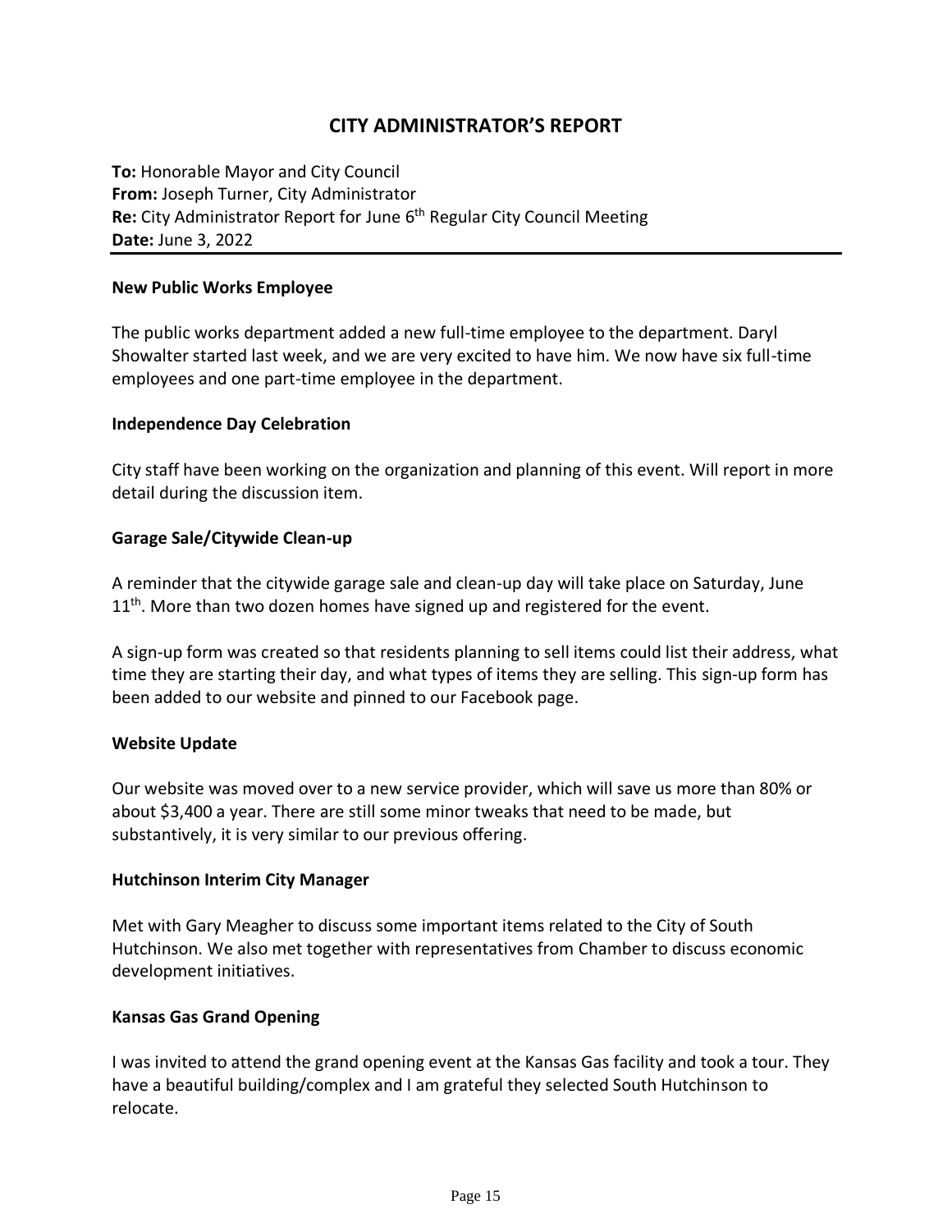# CITY ADMINISTRATOR'S REPORT

**To:** Honorable Mayor and City Council
**From:** Joseph Turner, City Administrator
**Re:** City Administrator Report for June 6th Regular City Council Meeting
**Date:** June 3, 2022

---

**New Public Works Employee**

The public works department added a new full-time employee to the department. Daryl Showalter started last week, and we are very excited to have him. We now have six full-time employees and one part-time employee in the department.

**Independence Day Celebration**

City staff have been working on the organization and planning of this event. Will report in more detail during the discussion item.

**Garage Sale/Citywide Clean-up**

A reminder that the citywide garage sale and clean-up day will take place on Saturday, June 11th. More than two dozen homes have signed up and registered for the event.

A sign-up form was created so that residents planning to sell items could list their address, what time they are starting their day, and what types of items they are selling. This sign-up form has been added to our website and pinned to our Facebook page.

**Website Update**

Our website was moved over to a new service provider, which will save us more than 80% or about $3,400 a year. There are still some minor tweaks that need to be made, but substantively, it is very similar to our previous offering.

**Hutchinson Interim City Manager**

Met with Gary Meagher to discuss some important items related to the City of South Hutchinson. We also met together with representatives from Chamber to discuss economic development initiatives.

**Kansas Gas Grand Opening**

I was invited to attend the grand opening event at the Kansas Gas facility and took a tour. They have a beautiful building/complex and I am grateful they selected South Hutchinson to relocate.